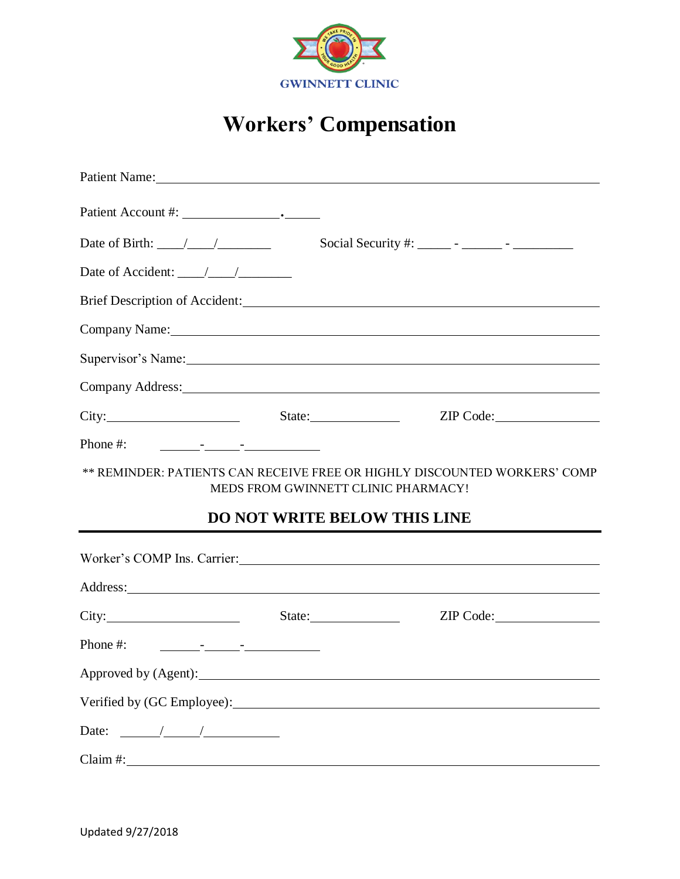GWINNETT CLINIC

# Workers' Compensation

Patient Name: ______________________________________________

Patient Account #: _______________.______

Date of Birth: ____/____/________          Social Security #: _____ - ______ - _________

Date of Accident: ____/____/________

Brief Description of Accident: ______________________________________________

Company Name: ______________________________________________

Supervisor's Name: ______________________________________________

Company Address: ______________________________________________

City: ____________________     State: _____________     ZIP Code: _______________

Phone #: ______-_____-___________

** REMINDER: PATIENTS CAN RECEIVE FREE OR HIGHLY DISCOUNTED WORKERS' COMP MEDS FROM GWINNETT CLINIC PHARMACY!

## DO NOT WRITE BELOW THIS LINE

---

Worker's COMP Ins. Carrier: ______________________________________________

Address: ______________________________________________

City: ____________________     State: _____________     ZIP Code: _______________

Phone #: ______-_____-___________

Approved by (Agent): ______________________________________________

Verified by (GC Employee): ______________________________________________

Date: ______/______/___________

Claim #: ______________________________________________

Updated 9/27/2018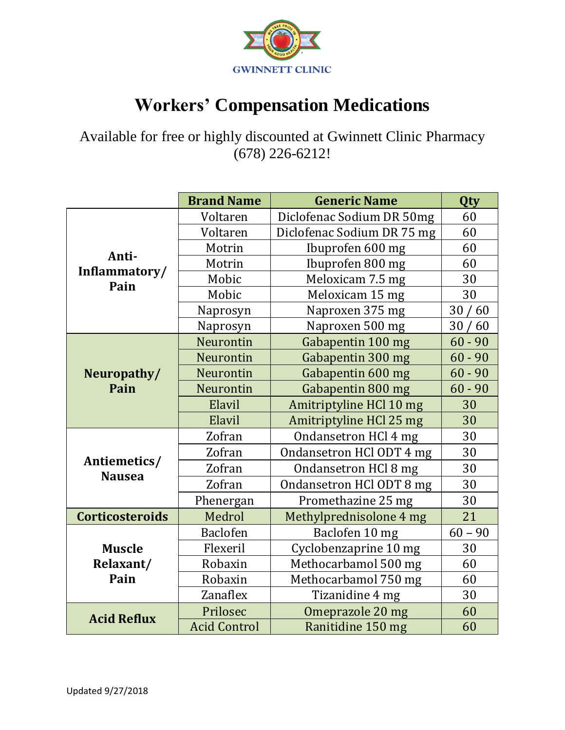GWINNETT CLINIC

# Workers' Compensation Medications

Available for free or highly discounted at Gwinnett Clinic Pharmacy (678) 226-6212!

| | Brand Name | Generic Name | Qty |
|---|---|---|---|
| **Anti-Inflammatory/ Pain** | Voltaren | Diclofenac Sodium DR 50mg | 60 |
| | Voltaren | Diclofenac Sodium DR 75 mg | 60 |
| | Motrin | Ibuprofen 600 mg | 60 |
| | Motrin | Ibuprofen 800 mg | 60 |
| | Mobic | Meloxicam 7.5 mg | 30 |
| | Mobic | Meloxicam 15 mg | 30 |
| | Naprosyn | Naproxen 375 mg | 30 / 60 |
| | Naprosyn | Naproxen 500 mg | 30 / 60 |
| **Neuropathy/ Pain** | Neurontin | Gabapentin 100 mg | 60 - 90 |
| | Neurontin | Gabapentin 300 mg | 60 - 90 |
| | Neurontin | Gabapentin 600 mg | 60 - 90 |
| | Neurontin | Gabapentin 800 mg | 60 - 90 |
| | Elavil | Amitriptyline HCl 10 mg | 30 |
| | Elavil | Amitriptyline HCl 25 mg | 30 |
| **Antiemetics/ Nausea** | Zofran | Ondansetron HCl 4 mg | 30 |
| | Zofran | Ondansetron HCl ODT 4 mg | 30 |
| | Zofran | Ondansetron HCl 8 mg | 30 |
| | Zofran | Ondansetron HCl ODT 8 mg | 30 |
| | Phenergan | Promethazine 25 mg | 30 |
| **Corticosteroids** | Medrol | Methylprednisolone 4 mg | 21 |
| **Muscle Relaxant/ Pain** | Baclofen | Baclofen 10 mg | 60 – 90 |
| | Flexeril | Cyclobenzaprine 10 mg | 30 |
| | Robaxin | Methocarbamol 500 mg | 60 |
| | Robaxin | Methocarbamol 750 mg | 60 |
| | Zanaflex | Tizanidine 4 mg | 30 |
| **Acid Reflux** | Prilosec | Omeprazole 20 mg | 60 |
| | Acid Control | Ranitidine 150 mg | 60 |

Updated 9/27/2018